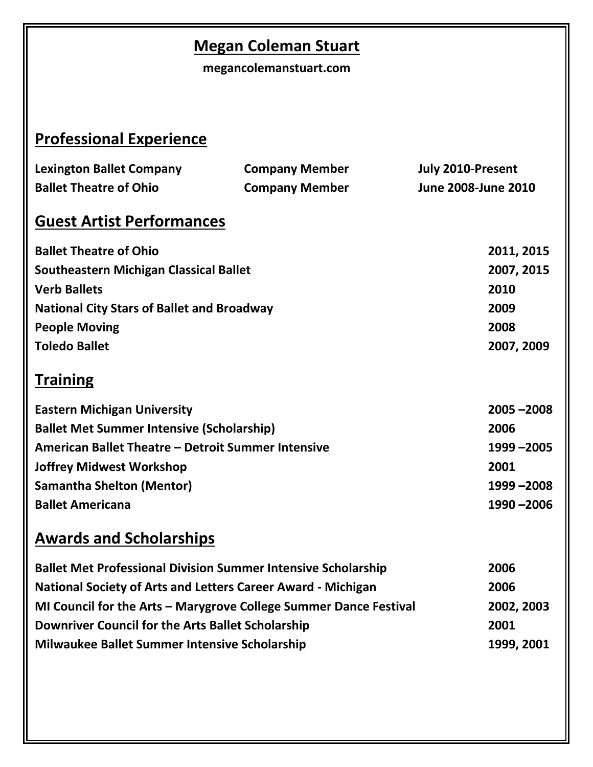# Megan Coleman Stuart

**megancolemanstuart.com**

## Professional Experience

| | | |
|---|---|---|
| **Lexington Ballet Company** | **Company Member** | **July 2010-Present** |
| **Ballet Theatre of Ohio** | **Company Member** | **June 2008-June 2010** |

## Guest Artist Performances

| | |
|---|---|
| **Ballet Theatre of Ohio** | **2011, 2015** |
| **Southeastern Michigan Classical Ballet** | **2007, 2015** |
| **Verb Ballets** | **2010** |
| **National City Stars of Ballet and Broadway** | **2009** |
| **People Moving** | **2008** |
| **Toledo Ballet** | **2007, 2009** |

## Training

| | |
|---|---|
| **Eastern Michigan University** | **2005 –2008** |
| **Ballet Met Summer Intensive (Scholarship)** | **2006** |
| **American Ballet Theatre – Detroit Summer Intensive** | **1999 –2005** |
| **Joffrey Midwest Workshop** | **2001** |
| **Samantha Shelton (Mentor)** | **1999 –2008** |
| **Ballet Americana** | **1990 –2006** |

## Awards and Scholarships

| | |
|---|---|
| **Ballet Met Professional Division Summer Intensive Scholarship** | **2006** |
| **National Society of Arts and Letters Career Award - Michigan** | **2006** |
| **MI Council for the Arts – Marygrove College Summer Dance Festival** | **2002, 2003** |
| **Downriver Council for the Arts Ballet Scholarship** | **2001** |
| **Milwaukee Ballet Summer Intensive Scholarship** | **1999, 2001** |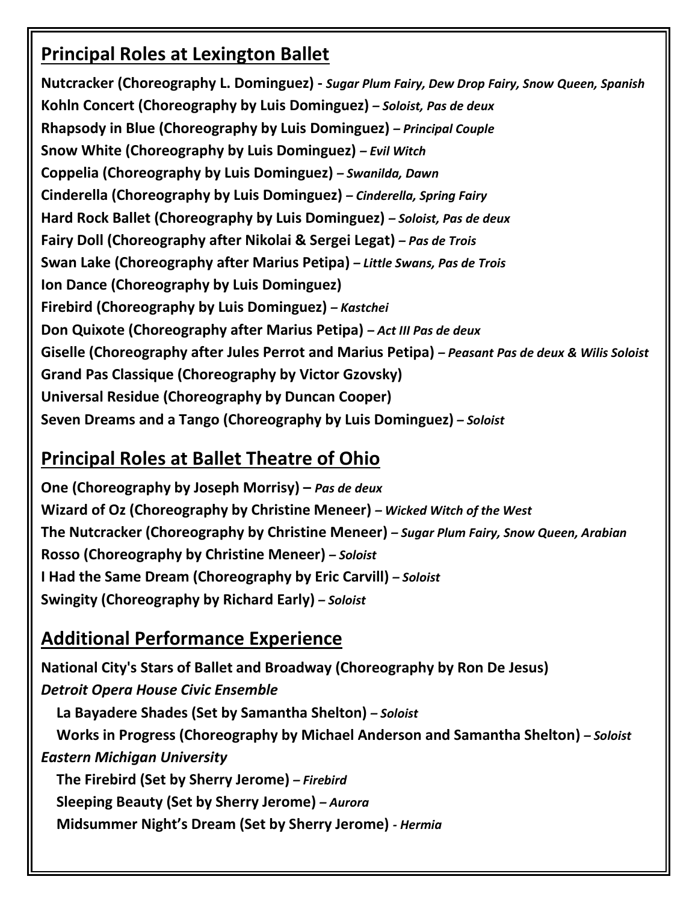## Principal Roles at Lexington Ballet

**Nutcracker (Choreography L. Dominguez) -** ***Sugar Plum Fairy, Dew Drop Fairy, Snow Queen, Spanish***
**Kohln Concert (Choreography by Luis Dominguez)** ***– Soloist, Pas de deux***
**Rhapsody in Blue (Choreography by Luis Dominguez)** ***– Principal Couple***
**Snow White (Choreography by Luis Dominguez)** ***– Evil Witch***
**Coppelia (Choreography by Luis Dominguez)** ***– Swanilda, Dawn***
**Cinderella (Choreography by Luis Dominguez)** ***– Cinderella, Spring Fairy***
**Hard Rock Ballet (Choreography by Luis Dominguez)** ***– Soloist, Pas de deux***
**Fairy Doll (Choreography after Nikolai & Sergei Legat)** ***– Pas de Trois***
**Swan Lake (Choreography after Marius Petipa)** ***– Little Swans, Pas de Trois***
**Ion Dance (Choreography by Luis Dominguez)**
**Firebird (Choreography by Luis Dominguez)** ***– Kastchei***
**Don Quixote (Choreography after Marius Petipa)** ***– Act III Pas de deux***
**Giselle (Choreography after Jules Perrot and Marius Petipa)** ***– Peasant Pas de deux & Wilis Soloist***
**Grand Pas Classique (Choreography by Victor Gzovsky)**
**Universal Residue (Choreography by Duncan Cooper)**
**Seven Dreams and a Tango (Choreography by Luis Dominguez)** ***– Soloist***

## Principal Roles at Ballet Theatre of Ohio

**One (Choreography by Joseph Morrisy) –** ***Pas de deux***
**Wizard of Oz (Choreography by Christine Meneer)** ***– Wicked Witch of the West***
**The Nutcracker (Choreography by Christine Meneer)** ***– Sugar Plum Fairy, Snow Queen, Arabian***
**Rosso (Choreography by Christine Meneer)** ***– Soloist***
**I Had the Same Dream (Choreography by Eric Carvill)** ***– Soloist***
**Swingity (Choreography by Richard Early)** ***– Soloist***

## Additional Performance Experience

**National City's Stars of Ballet and Broadway (Choreography by Ron De Jesus)**
***Detroit Opera House Civic Ensemble***
**La Bayadere Shades (Set by Samantha Shelton)** ***– Soloist***
**Works in Progress (Choreography by Michael Anderson and Samantha Shelton)** ***– Soloist***
***Eastern Michigan University***
**The Firebird (Set by Sherry Jerome)** ***– Firebird***
**Sleeping Beauty (Set by Sherry Jerome)** ***– Aurora***
**Midsummer Night's Dream (Set by Sherry Jerome)** ***- Hermia***